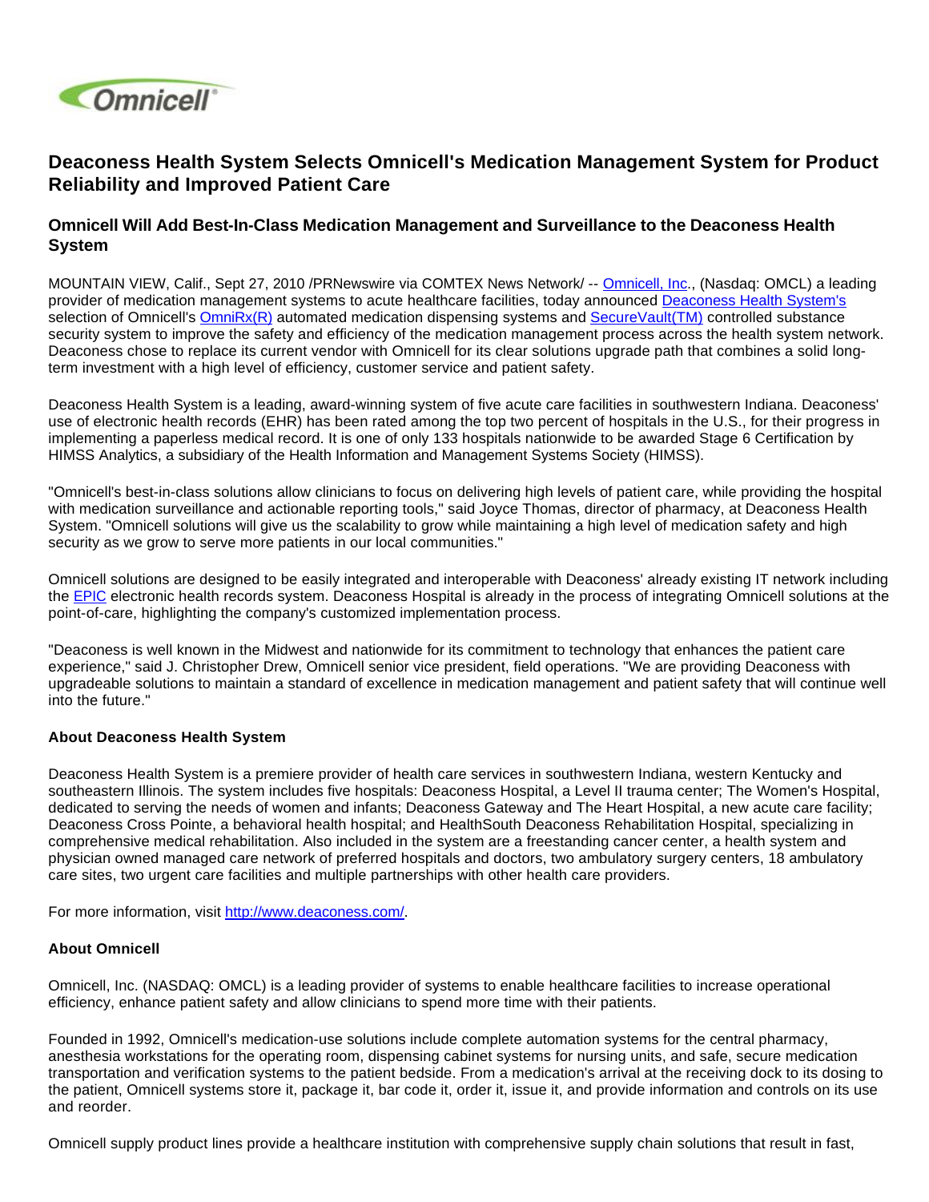# Deaconess Health System Selects Omnicell's Medication Management System for Product Reliability and Improved Patient Care

## Omnicell Will Add Best-In-Class Medication Management and Surveillance to the Deaconess Health System

MOUNTAIN VIEW, Calif., Sept 27, 2010 /PRNewswire via COMTEX News Network/ -- Omnicell, Inc., (Nasdaq: OMCL) a leading provider of medication management systems to acute healthcare facilities, today announced Deaconess Health System's selection of Omnicell's OmniRx(R) automated medication dispensing systems and SecureVault(TM) controlled substance security system to improve the safety and efficiency of the medication management process across the health system network. Deaconess chose to replace its current vendor with Omnicell for its clear solutions upgrade path that combines a solid long-term investment with a high level of efficiency, customer service and patient safety.

Deaconess Health System is a leading, award-winning system of five acute care facilities in southwestern Indiana. Deaconess' use of electronic health records (EHR) has been rated among the top two percent of hospitals in the U.S., for their progress in implementing a paperless medical record. It is one of only 133 hospitals nationwide to be awarded Stage 6 Certification by HIMSS Analytics, a subsidiary of the Health Information and Management Systems Society (HIMSS).

"Omnicell's best-in-class solutions allow clinicians to focus on delivering high levels of patient care, while providing the hospital with medication surveillance and actionable reporting tools," said Joyce Thomas, director of pharmacy, at Deaconess Health System. "Omnicell solutions will give us the scalability to grow while maintaining a high level of medication safety and high security as we grow to serve more patients in our local communities."

Omnicell solutions are designed to be easily integrated and interoperable with Deaconess' already existing IT network including the EPIC electronic health records system. Deaconess Hospital is already in the process of integrating Omnicell solutions at the point-of-care, highlighting the company's customized implementation process.

"Deaconess is well known in the Midwest and nationwide for its commitment to technology that enhances the patient care experience," said J. Christopher Drew, Omnicell senior vice president, field operations. "We are providing Deaconess with upgradeable solutions to maintain a standard of excellence in medication management and patient safety that will continue well into the future."

**About Deaconess Health System**

Deaconess Health System is a premiere provider of health care services in southwestern Indiana, western Kentucky and southeastern Illinois. The system includes five hospitals: Deaconess Hospital, a Level II trauma center; The Women's Hospital, dedicated to serving the needs of women and infants; Deaconess Gateway and The Heart Hospital, a new acute care facility; Deaconess Cross Pointe, a behavioral health hospital; and HealthSouth Deaconess Rehabilitation Hospital, specializing in comprehensive medical rehabilitation. Also included in the system are a freestanding cancer center, a health system and physician owned managed care network of preferred hospitals and doctors, two ambulatory surgery centers, 18 ambulatory care sites, two urgent care facilities and multiple partnerships with other health care providers.

For more information, visit http://www.deaconess.com/.

**About Omnicell**

Omnicell, Inc. (NASDAQ: OMCL) is a leading provider of systems to enable healthcare facilities to increase operational efficiency, enhance patient safety and allow clinicians to spend more time with their patients.

Founded in 1992, Omnicell's medication-use solutions include complete automation systems for the central pharmacy, anesthesia workstations for the operating room, dispensing cabinet systems for nursing units, and safe, secure medication transportation and verification systems to the patient bedside. From a medication's arrival at the receiving dock to its dosing to the patient, Omnicell systems store it, package it, bar code it, order it, issue it, and provide information and controls on its use and reorder.

Omnicell supply product lines provide a healthcare institution with comprehensive supply chain solutions that result in fast,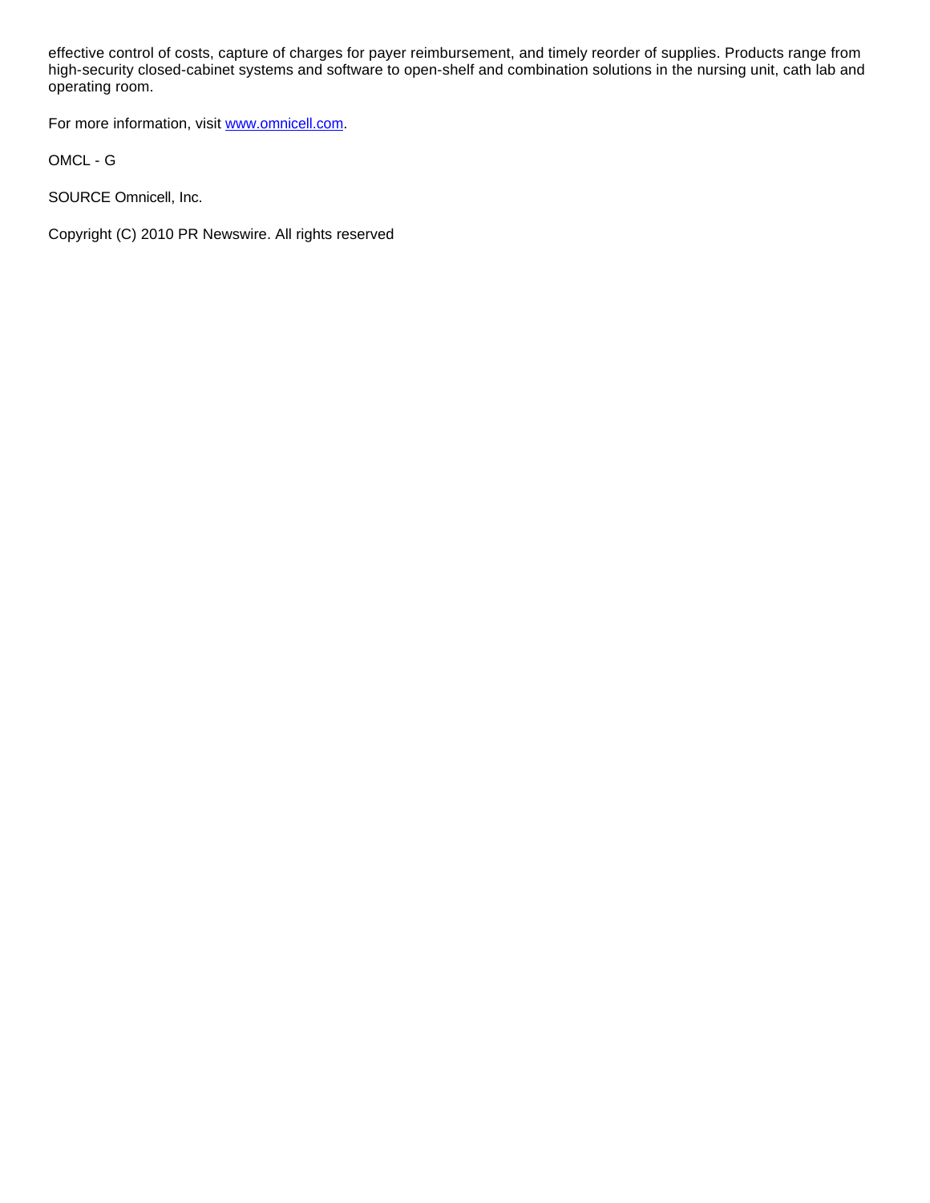effective control of costs, capture of charges for payer reimbursement, and timely reorder of supplies. Products range from high-security closed-cabinet systems and software to open-shelf and combination solutions in the nursing unit, cath lab and operating room.

For more information, visit [www.omnicell.com](http://www.omnicell.com).

OMCL - G

SOURCE Omnicell, Inc.

Copyright (C) 2010 PR Newswire. All rights reserved